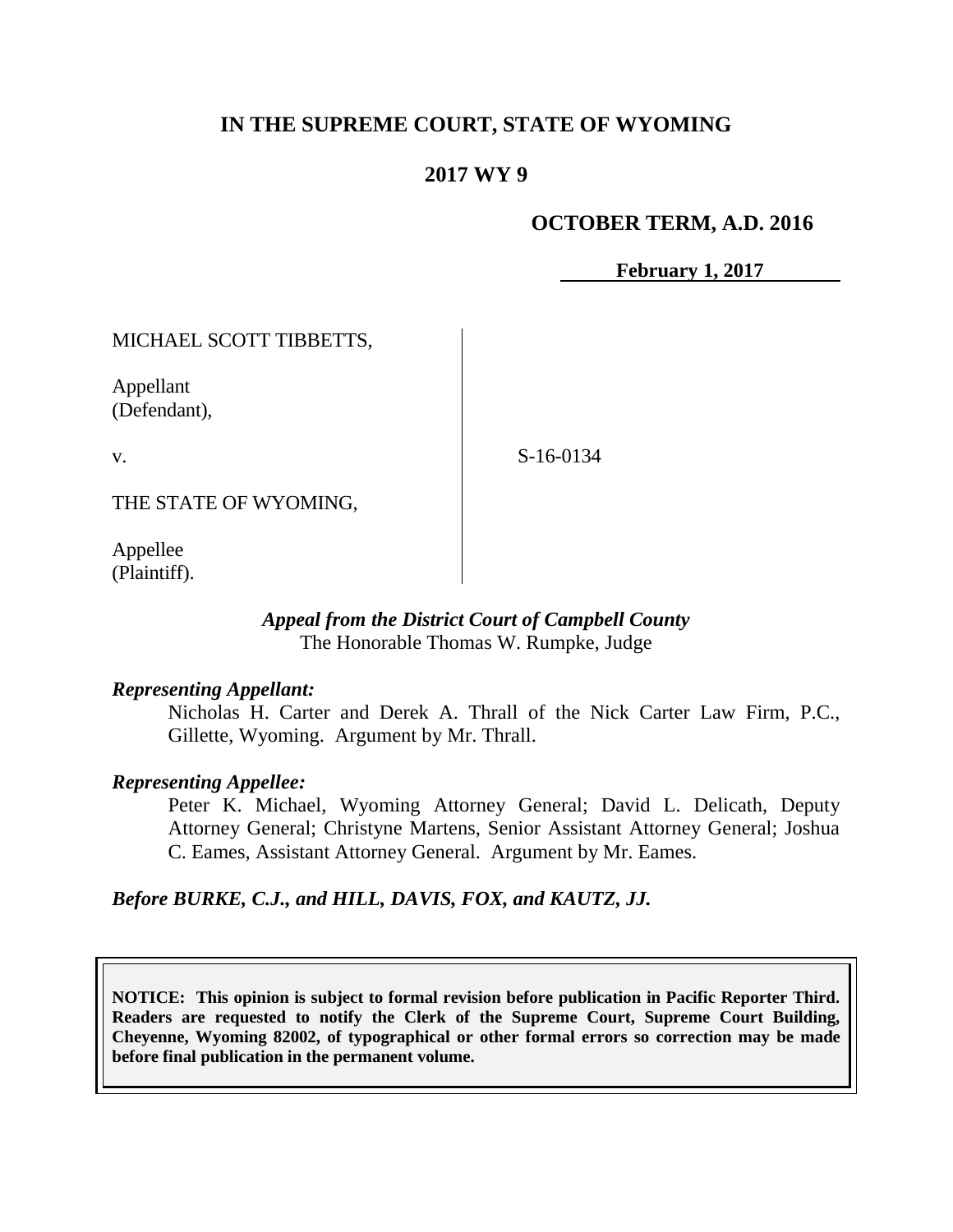# IN THE SUPREME COURT, STATE OF WYOMING

## 2017 WY 9

### OCTOBER TERM, A.D. 2016

**February 1, 2017**

MICHAEL SCOTT TIBBETTS,

Appellant
(Defendant),

v.

S-16-0134

THE STATE OF WYOMING,

Appellee
(Plaintiff).

***Appeal from the District Court of Campbell County***
The Honorable Thomas W. Rumpke, Judge

***Representing Appellant:***

Nicholas H. Carter and Derek A. Thrall of the Nick Carter Law Firm, P.C., Gillette, Wyoming. Argument by Mr. Thrall.

***Representing Appellee:***

Peter K. Michael, Wyoming Attorney General; David L. Delicath, Deputy Attorney General; Christyne Martens, Senior Assistant Attorney General; Joshua C. Eames, Assistant Attorney General. Argument by Mr. Eames.

***Before BURKE, C.J., and HILL, DAVIS, FOX, and KAUTZ, JJ.***

**NOTICE: This opinion is subject to formal revision before publication in Pacific Reporter Third. Readers are requested to notify the Clerk of the Supreme Court, Supreme Court Building, Cheyenne, Wyoming 82002, of typographical or other formal errors so correction may be made before final publication in the permanent volume.**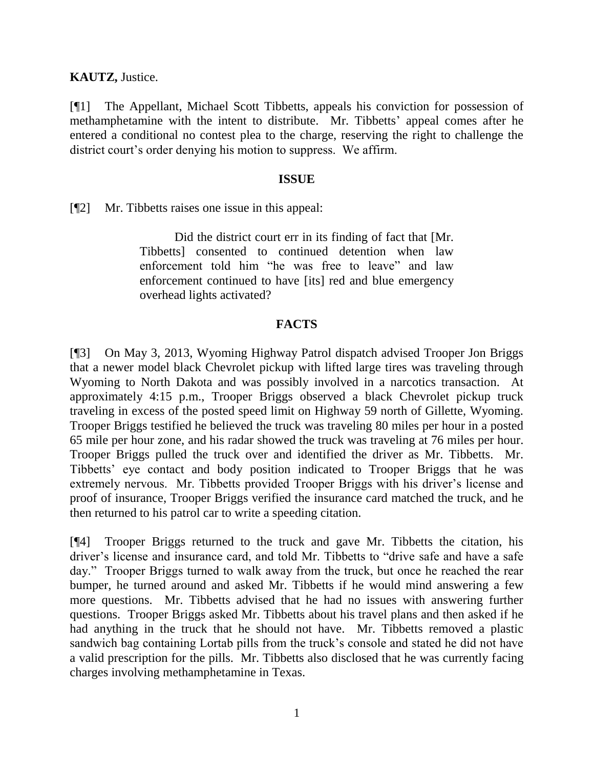**KAUTZ,** Justice.

[¶1] The Appellant, Michael Scott Tibbetts, appeals his conviction for possession of methamphetamine with the intent to distribute. Mr. Tibbetts' appeal comes after he entered a conditional no contest plea to the charge, reserving the right to challenge the district court's order denying his motion to suppress. We affirm.

## ISSUE

[¶2] Mr. Tibbetts raises one issue in this appeal:

> Did the district court err in its finding of fact that [Mr. Tibbetts] consented to continued detention when law enforcement told him "he was free to leave" and law enforcement continued to have [its] red and blue emergency overhead lights activated?

## FACTS

[¶3] On May 3, 2013, Wyoming Highway Patrol dispatch advised Trooper Jon Briggs that a newer model black Chevrolet pickup with lifted large tires was traveling through Wyoming to North Dakota and was possibly involved in a narcotics transaction. At approximately 4:15 p.m., Trooper Briggs observed a black Chevrolet pickup truck traveling in excess of the posted speed limit on Highway 59 north of Gillette, Wyoming. Trooper Briggs testified he believed the truck was traveling 80 miles per hour in a posted 65 mile per hour zone, and his radar showed the truck was traveling at 76 miles per hour. Trooper Briggs pulled the truck over and identified the driver as Mr. Tibbetts. Mr. Tibbetts' eye contact and body position indicated to Trooper Briggs that he was extremely nervous. Mr. Tibbetts provided Trooper Briggs with his driver's license and proof of insurance, Trooper Briggs verified the insurance card matched the truck, and he then returned to his patrol car to write a speeding citation.

[¶4] Trooper Briggs returned to the truck and gave Mr. Tibbetts the citation, his driver's license and insurance card, and told Mr. Tibbetts to "drive safe and have a safe day." Trooper Briggs turned to walk away from the truck, but once he reached the rear bumper, he turned around and asked Mr. Tibbetts if he would mind answering a few more questions. Mr. Tibbetts advised that he had no issues with answering further questions. Trooper Briggs asked Mr. Tibbetts about his travel plans and then asked if he had anything in the truck that he should not have. Mr. Tibbetts removed a plastic sandwich bag containing Lortab pills from the truck's console and stated he did not have a valid prescription for the pills. Mr. Tibbetts also disclosed that he was currently facing charges involving methamphetamine in Texas.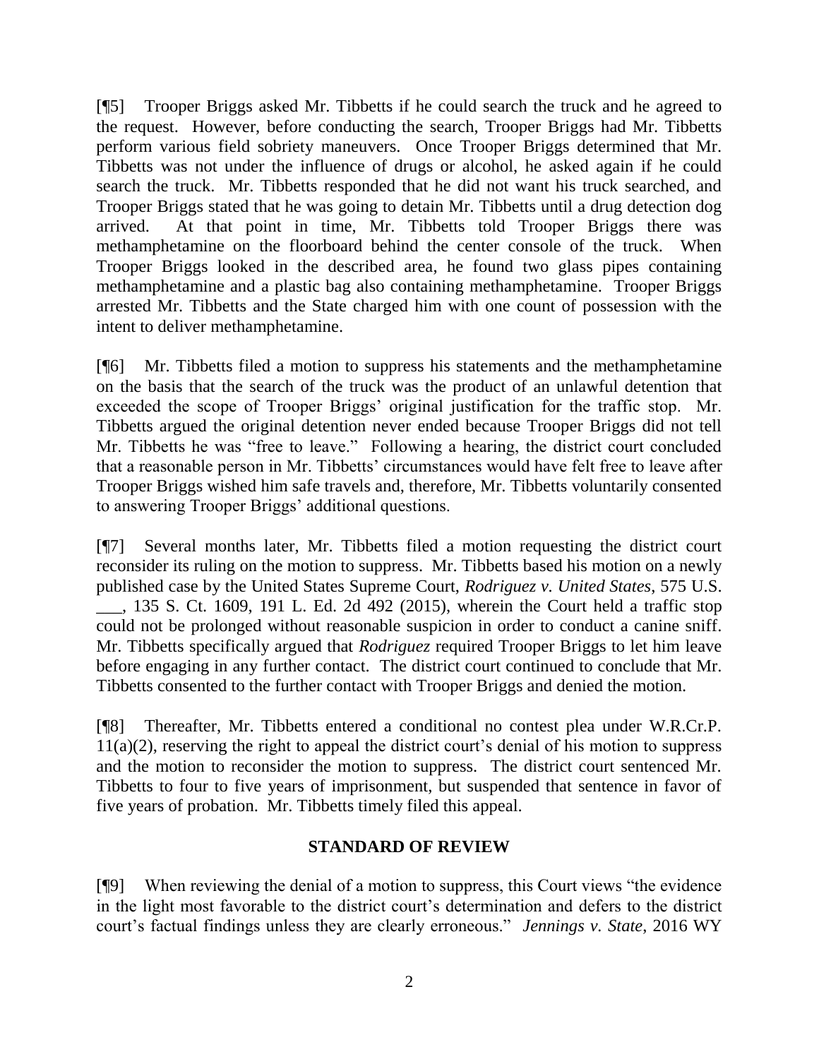[¶5] Trooper Briggs asked Mr. Tibbetts if he could search the truck and he agreed to the request. However, before conducting the search, Trooper Briggs had Mr. Tibbetts perform various field sobriety maneuvers. Once Trooper Briggs determined that Mr. Tibbetts was not under the influence of drugs or alcohol, he asked again if he could search the truck. Mr. Tibbetts responded that he did not want his truck searched, and Trooper Briggs stated that he was going to detain Mr. Tibbetts until a drug detection dog arrived. At that point in time, Mr. Tibbetts told Trooper Briggs there was methamphetamine on the floorboard behind the center console of the truck. When Trooper Briggs looked in the described area, he found two glass pipes containing methamphetamine and a plastic bag also containing methamphetamine. Trooper Briggs arrested Mr. Tibbetts and the State charged him with one count of possession with the intent to deliver methamphetamine.

[¶6] Mr. Tibbetts filed a motion to suppress his statements and the methamphetamine on the basis that the search of the truck was the product of an unlawful detention that exceeded the scope of Trooper Briggs' original justification for the traffic stop. Mr. Tibbetts argued the original detention never ended because Trooper Briggs did not tell Mr. Tibbetts he was "free to leave." Following a hearing, the district court concluded that a reasonable person in Mr. Tibbetts' circumstances would have felt free to leave after Trooper Briggs wished him safe travels and, therefore, Mr. Tibbetts voluntarily consented to answering Trooper Briggs' additional questions.

[¶7] Several months later, Mr. Tibbetts filed a motion requesting the district court reconsider its ruling on the motion to suppress. Mr. Tibbetts based his motion on a newly published case by the United States Supreme Court, *Rodriguez v. United States*, 575 U.S. \_\_\_, 135 S. Ct. 1609, 191 L. Ed. 2d 492 (2015), wherein the Court held a traffic stop could not be prolonged without reasonable suspicion in order to conduct a canine sniff. Mr. Tibbetts specifically argued that *Rodriguez* required Trooper Briggs to let him leave before engaging in any further contact. The district court continued to conclude that Mr. Tibbetts consented to the further contact with Trooper Briggs and denied the motion.

[¶8] Thereafter, Mr. Tibbetts entered a conditional no contest plea under W.R.Cr.P. 11(a)(2), reserving the right to appeal the district court's denial of his motion to suppress and the motion to reconsider the motion to suppress. The district court sentenced Mr. Tibbetts to four to five years of imprisonment, but suspended that sentence in favor of five years of probation. Mr. Tibbetts timely filed this appeal.

## STANDARD OF REVIEW

[¶9] When reviewing the denial of a motion to suppress, this Court views "the evidence in the light most favorable to the district court's determination and defers to the district court's factual findings unless they are clearly erroneous." *Jennings v. State*, 2016 WY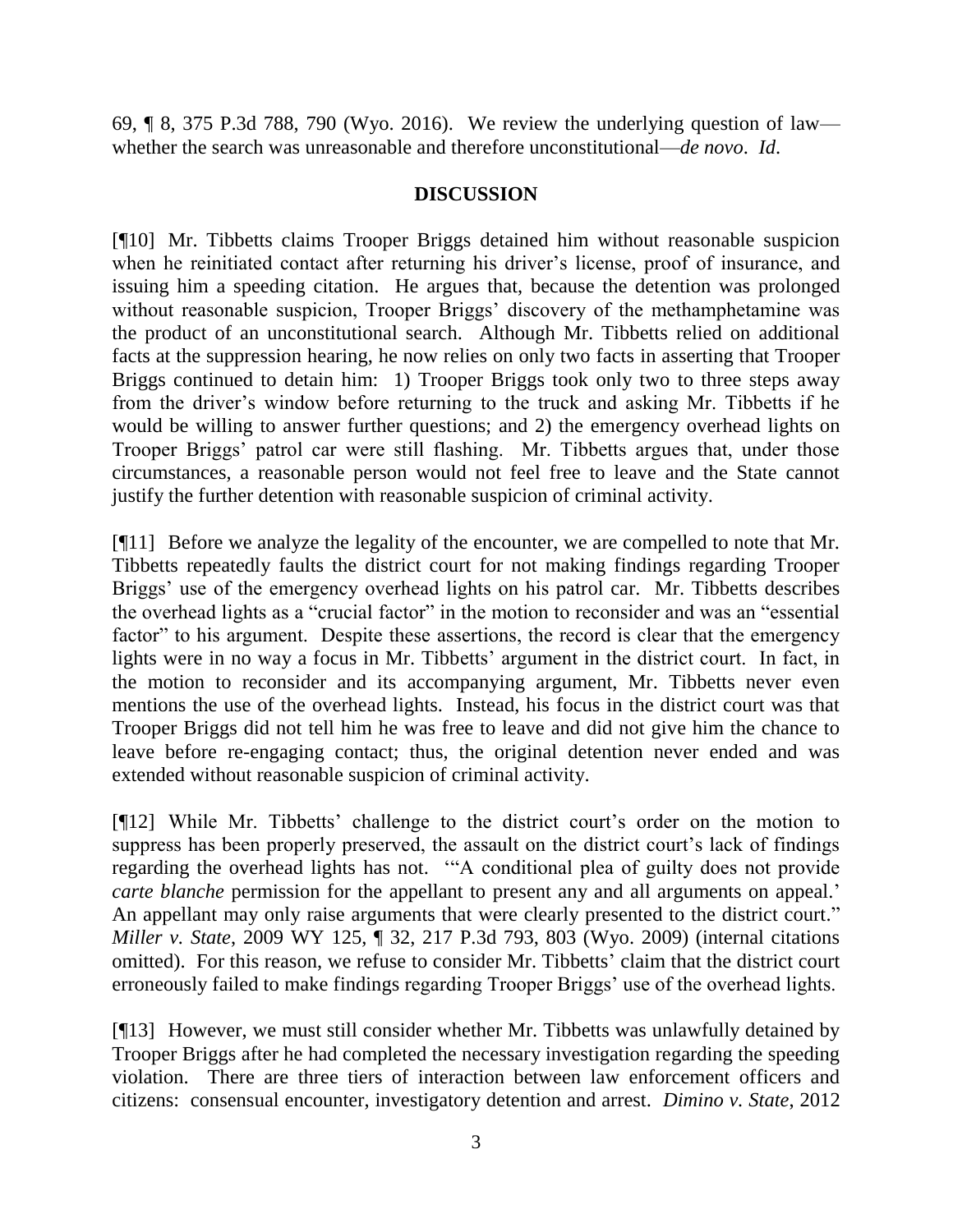69, ¶ 8, 375 P.3d 788, 790 (Wyo. 2016). We review the underlying question of law—whether the search was unreasonable and therefore unconstitutional—*de novo*. *Id*.

## DISCUSSION

[¶10] Mr. Tibbetts claims Trooper Briggs detained him without reasonable suspicion when he reinitiated contact after returning his driver's license, proof of insurance, and issuing him a speeding citation. He argues that, because the detention was prolonged without reasonable suspicion, Trooper Briggs' discovery of the methamphetamine was the product of an unconstitutional search. Although Mr. Tibbetts relied on additional facts at the suppression hearing, he now relies on only two facts in asserting that Trooper Briggs continued to detain him: 1) Trooper Briggs took only two to three steps away from the driver's window before returning to the truck and asking Mr. Tibbetts if he would be willing to answer further questions; and 2) the emergency overhead lights on Trooper Briggs' patrol car were still flashing. Mr. Tibbetts argues that, under those circumstances, a reasonable person would not feel free to leave and the State cannot justify the further detention with reasonable suspicion of criminal activity.

[¶11] Before we analyze the legality of the encounter, we are compelled to note that Mr. Tibbetts repeatedly faults the district court for not making findings regarding Trooper Briggs' use of the emergency overhead lights on his patrol car. Mr. Tibbetts describes the overhead lights as a "crucial factor" in the motion to reconsider and was an "essential factor" to his argument. Despite these assertions, the record is clear that the emergency lights were in no way a focus in Mr. Tibbetts' argument in the district court. In fact, in the motion to reconsider and its accompanying argument, Mr. Tibbetts never even mentions the use of the overhead lights. Instead, his focus in the district court was that Trooper Briggs did not tell him he was free to leave and did not give him the chance to leave before re-engaging contact; thus, the original detention never ended and was extended without reasonable suspicion of criminal activity.

[¶12] While Mr. Tibbetts' challenge to the district court's order on the motion to suppress has been properly preserved, the assault on the district court's lack of findings regarding the overhead lights has not. '"A conditional plea of guilty does not provide *carte blanche* permission for the appellant to present any and all arguments on appeal.' An appellant may only raise arguments that were clearly presented to the district court." *Miller v. State*, 2009 WY 125, ¶ 32, 217 P.3d 793, 803 (Wyo. 2009) (internal citations omitted). For this reason, we refuse to consider Mr. Tibbetts' claim that the district court erroneously failed to make findings regarding Trooper Briggs' use of the overhead lights.

[¶13] However, we must still consider whether Mr. Tibbetts was unlawfully detained by Trooper Briggs after he had completed the necessary investigation regarding the speeding violation. There are three tiers of interaction between law enforcement officers and citizens: consensual encounter, investigatory detention and arrest. *Dimino v. State*, 2012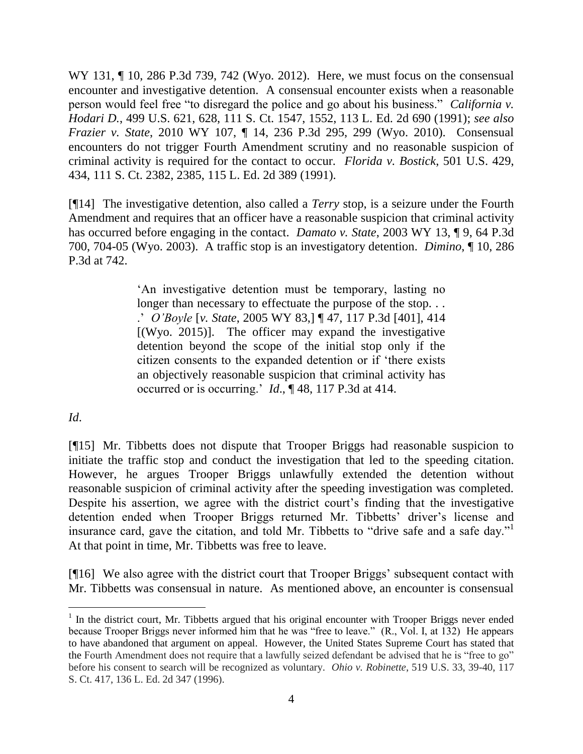WY 131, ¶ 10, 286 P.3d 739, 742 (Wyo. 2012). Here, we must focus on the consensual encounter and investigative detention. A consensual encounter exists when a reasonable person would feel free "to disregard the police and go about his business." *California v. Hodari D.*, 499 U.S. 621, 628, 111 S. Ct. 1547, 1552, 113 L. Ed. 2d 690 (1991); *see also Frazier v. State*, 2010 WY 107, ¶ 14, 236 P.3d 295, 299 (Wyo. 2010). Consensual encounters do not trigger Fourth Amendment scrutiny and no reasonable suspicion of criminal activity is required for the contact to occur. *Florida v. Bostick*, 501 U.S. 429, 434, 111 S. Ct. 2382, 2385, 115 L. Ed. 2d 389 (1991).

[¶14] The investigative detention, also called a *Terry* stop, is a seizure under the Fourth Amendment and requires that an officer have a reasonable suspicion that criminal activity has occurred before engaging in the contact. *Damato v. State*, 2003 WY 13, ¶ 9, 64 P.3d 700, 704-05 (Wyo. 2003). A traffic stop is an investigatory detention. *Dimino*, ¶ 10, 286 P.3d at 742.

> 'An investigative detention must be temporary, lasting no longer than necessary to effectuate the purpose of the stop. . . .' *O'Boyle* [*v. State*, 2005 WY 83,] ¶ 47, 117 P.3d [401], 414 [(Wyo. 2015)]. The officer may expand the investigative detention beyond the scope of the initial stop only if the citizen consents to the expanded detention or if 'there exists an objectively reasonable suspicion that criminal activity has occurred or is occurring.' *Id*., ¶ 48, 117 P.3d at 414.

*Id*.

[¶15] Mr. Tibbetts does not dispute that Trooper Briggs had reasonable suspicion to initiate the traffic stop and conduct the investigation that led to the speeding citation. However, he argues Trooper Briggs unlawfully extended the detention without reasonable suspicion of criminal activity after the speeding investigation was completed. Despite his assertion, we agree with the district court's finding that the investigative detention ended when Trooper Briggs returned Mr. Tibbetts' driver's license and insurance card, gave the citation, and told Mr. Tibbetts to "drive safe and a safe day."[1] At that point in time, Mr. Tibbetts was free to leave.

[¶16] We also agree with the district court that Trooper Briggs' subsequent contact with Mr. Tibbetts was consensual in nature. As mentioned above, an encounter is consensual

---

[1] In the district court, Mr. Tibbetts argued that his original encounter with Trooper Briggs never ended because Trooper Briggs never informed him that he was "free to leave." (R., Vol. I, at 132) He appears to have abandoned that argument on appeal. However, the United States Supreme Court has stated that the Fourth Amendment does not require that a lawfully seized defendant be advised that he is "free to go" before his consent to search will be recognized as voluntary. *Ohio v. Robinette*, 519 U.S. 33, 39-40, 117 S. Ct. 417, 136 L. Ed. 2d 347 (1996).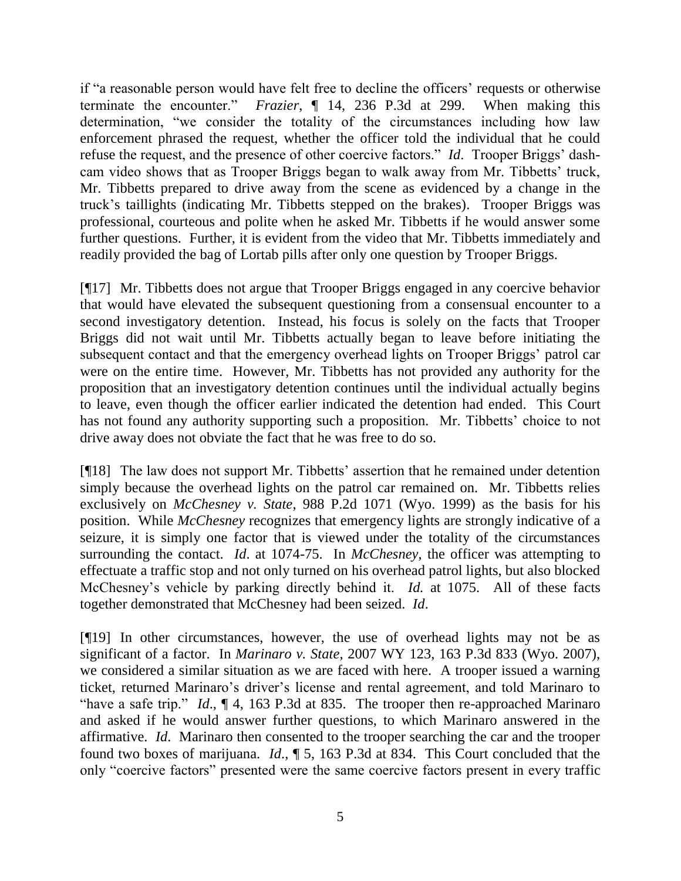if "a reasonable person would have felt free to decline the officers' requests or otherwise terminate the encounter." *Frazier*, ¶ 14, 236 P.3d at 299. When making this determination, "we consider the totality of the circumstances including how law enforcement phrased the request, whether the officer told the individual that he could refuse the request, and the presence of other coercive factors." *Id*. Trooper Briggs' dash-cam video shows that as Trooper Briggs began to walk away from Mr. Tibbetts' truck, Mr. Tibbetts prepared to drive away from the scene as evidenced by a change in the truck's taillights (indicating Mr. Tibbetts stepped on the brakes). Trooper Briggs was professional, courteous and polite when he asked Mr. Tibbetts if he would answer some further questions. Further, it is evident from the video that Mr. Tibbetts immediately and readily provided the bag of Lortab pills after only one question by Trooper Briggs.

[¶17] Mr. Tibbetts does not argue that Trooper Briggs engaged in any coercive behavior that would have elevated the subsequent questioning from a consensual encounter to a second investigatory detention. Instead, his focus is solely on the facts that Trooper Briggs did not wait until Mr. Tibbetts actually began to leave before initiating the subsequent contact and that the emergency overhead lights on Trooper Briggs' patrol car were on the entire time. However, Mr. Tibbetts has not provided any authority for the proposition that an investigatory detention continues until the individual actually begins to leave, even though the officer earlier indicated the detention had ended. This Court has not found any authority supporting such a proposition. Mr. Tibbetts' choice to not drive away does not obviate the fact that he was free to do so.

[¶18] The law does not support Mr. Tibbetts' assertion that he remained under detention simply because the overhead lights on the patrol car remained on. Mr. Tibbetts relies exclusively on *McChesney v. State*, 988 P.2d 1071 (Wyo. 1999) as the basis for his position. While *McChesney* recognizes that emergency lights are strongly indicative of a seizure, it is simply one factor that is viewed under the totality of the circumstances surrounding the contact. *Id*. at 1074-75. In *McChesney*, the officer was attempting to effectuate a traffic stop and not only turned on his overhead patrol lights, but also blocked McChesney's vehicle by parking directly behind it. *Id.* at 1075. All of these facts together demonstrated that McChesney had been seized. *Id*.

[¶19] In other circumstances, however, the use of overhead lights may not be as significant of a factor. In *Marinaro v. State*, 2007 WY 123, 163 P.3d 833 (Wyo. 2007), we considered a similar situation as we are faced with here. A trooper issued a warning ticket, returned Marinaro's driver's license and rental agreement, and told Marinaro to "have a safe trip." *Id*., ¶ 4, 163 P.3d at 835. The trooper then re-approached Marinaro and asked if he would answer further questions, to which Marinaro answered in the affirmative. *Id*. Marinaro then consented to the trooper searching the car and the trooper found two boxes of marijuana. *Id*., ¶ 5, 163 P.3d at 834. This Court concluded that the only "coercive factors" presented were the same coercive factors present in every traffic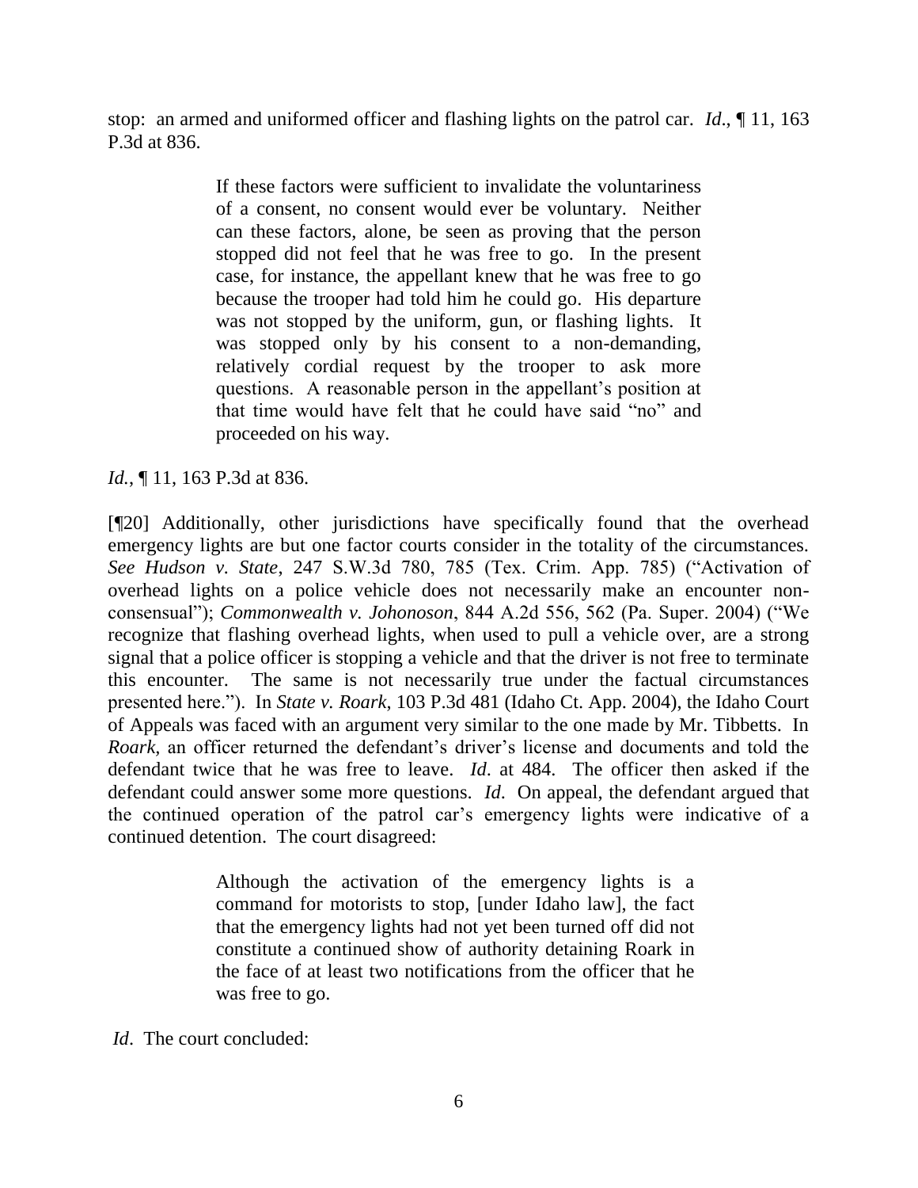stop: an armed and uniformed officer and flashing lights on the patrol car. *Id*., ¶ 11, 163 P.3d at 836.

> If these factors were sufficient to invalidate the voluntariness of a consent, no consent would ever be voluntary. Neither can these factors, alone, be seen as proving that the person stopped did not feel that he was free to go. In the present case, for instance, the appellant knew that he was free to go because the trooper had told him he could go. His departure was not stopped by the uniform, gun, or flashing lights. It was stopped only by his consent to a non-demanding, relatively cordial request by the trooper to ask more questions. A reasonable person in the appellant's position at that time would have felt that he could have said "no" and proceeded on his way.

*Id.*, ¶ 11, 163 P.3d at 836.

[¶20] Additionally, other jurisdictions have specifically found that the overhead emergency lights are but one factor courts consider in the totality of the circumstances. *See Hudson v. State*, 247 S.W.3d 780, 785 (Tex. Crim. App. 785) ("Activation of overhead lights on a police vehicle does not necessarily make an encounter non-consensual"); *Commonwealth v. Johonoson*, 844 A.2d 556, 562 (Pa. Super. 2004) ("We recognize that flashing overhead lights, when used to pull a vehicle over, are a strong signal that a police officer is stopping a vehicle and that the driver is not free to terminate this encounter. The same is not necessarily true under the factual circumstances presented here."). In *State v. Roark*, 103 P.3d 481 (Idaho Ct. App. 2004), the Idaho Court of Appeals was faced with an argument very similar to the one made by Mr. Tibbetts. In *Roark*, an officer returned the defendant's driver's license and documents and told the defendant twice that he was free to leave. *Id*. at 484. The officer then asked if the defendant could answer some more questions. *Id*. On appeal, the defendant argued that the continued operation of the patrol car's emergency lights were indicative of a continued detention. The court disagreed:

> Although the activation of the emergency lights is a command for motorists to stop, [under Idaho law], the fact that the emergency lights had not yet been turned off did not constitute a continued show of authority detaining Roark in the face of at least two notifications from the officer that he was free to go.

*Id*. The court concluded: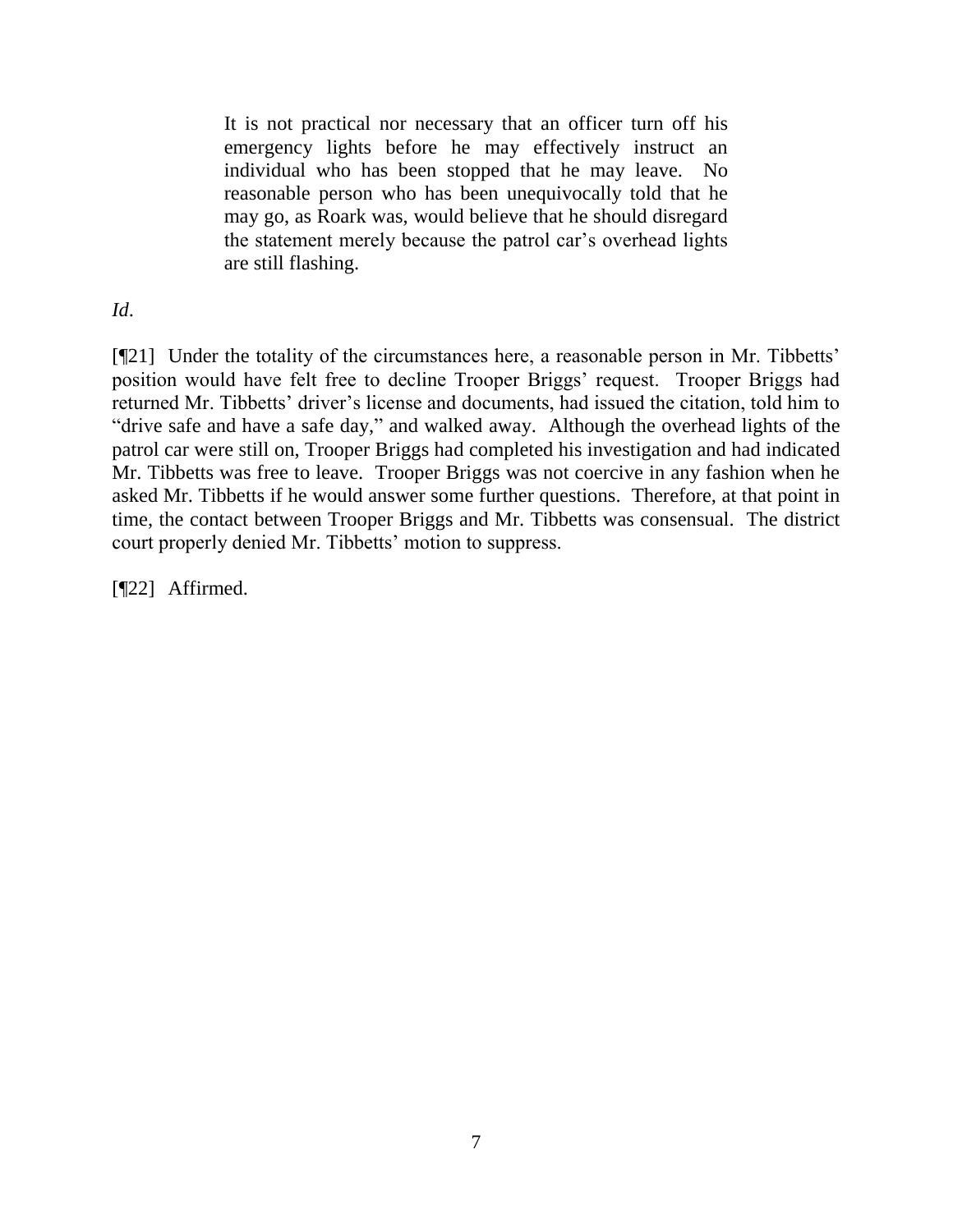> It is not practical nor necessary that an officer turn off his emergency lights before he may effectively instruct an individual who has been stopped that he may leave. No reasonable person who has been unequivocally told that he may go, as Roark was, would believe that he should disregard the statement merely because the patrol car's overhead lights are still flashing.

*Id*.

[¶21] Under the totality of the circumstances here, a reasonable person in Mr. Tibbetts' position would have felt free to decline Trooper Briggs' request. Trooper Briggs had returned Mr. Tibbetts' driver's license and documents, had issued the citation, told him to "drive safe and have a safe day," and walked away. Although the overhead lights of the patrol car were still on, Trooper Briggs had completed his investigation and had indicated Mr. Tibbetts was free to leave. Trooper Briggs was not coercive in any fashion when he asked Mr. Tibbetts if he would answer some further questions. Therefore, at that point in time, the contact between Trooper Briggs and Mr. Tibbetts was consensual. The district court properly denied Mr. Tibbetts' motion to suppress.

[¶22] Affirmed.